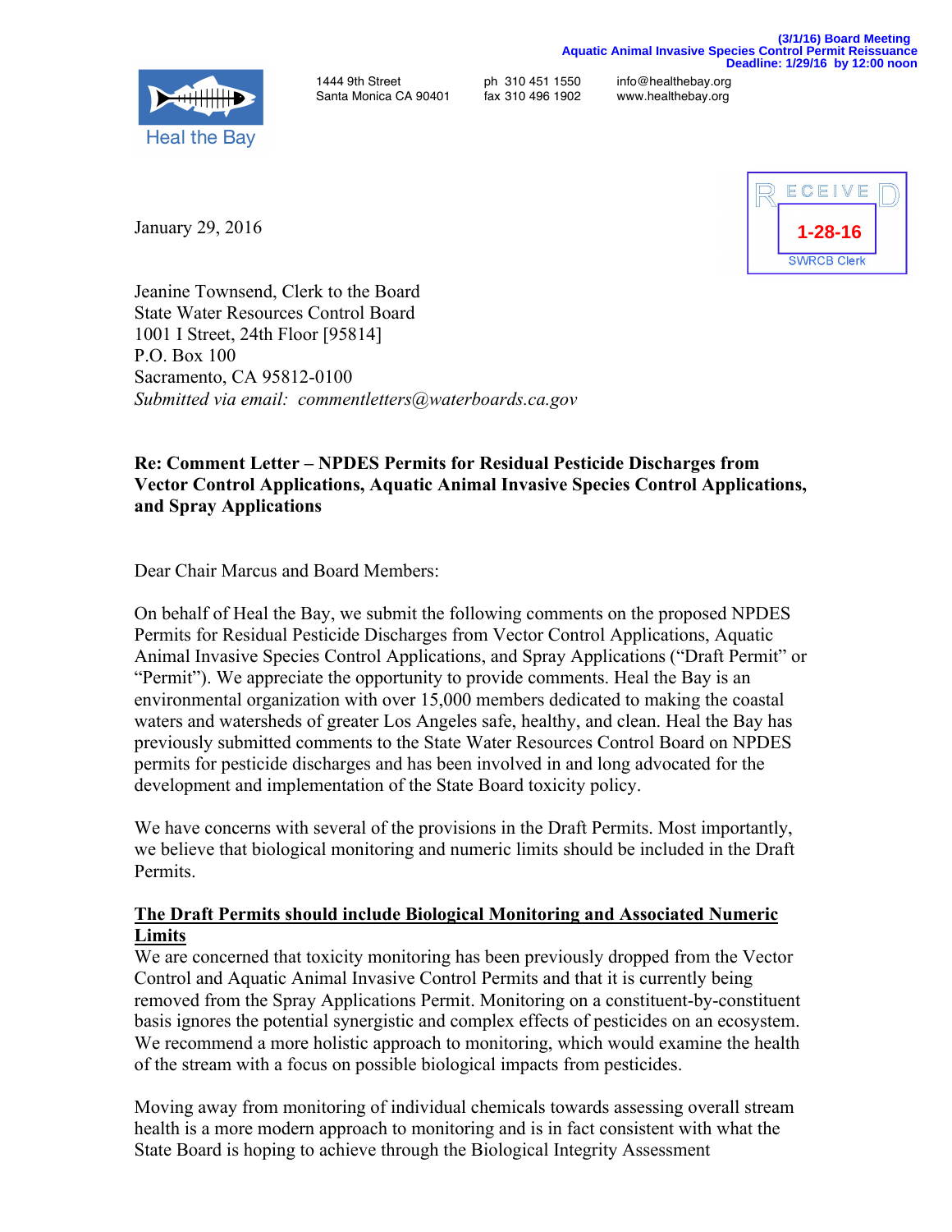(3/1/16) Board Meeting
Aquatic Animal Invasive Species Control Permit Reissuance
Deadline: 1/29/16 by 12:00 noon

Heal the Bay

1444 9th Street
Santa Monica CA 90401

ph 310 451 1550
fax 310 496 1902

info@healthebay.org
www.healthebay.org

RECEIVED
1-28-16
SWRCB Clerk

January 29, 2016

Jeanine Townsend, Clerk to the Board
State Water Resources Control Board
1001 I Street, 24th Floor [95814]
P.O. Box 100
Sacramento, CA 95812-0100
*Submitted via email: commentletters@waterboards.ca.gov*

**Re: Comment Letter – NPDES Permits for Residual Pesticide Discharges from Vector Control Applications, Aquatic Animal Invasive Species Control Applications, and Spray Applications**

Dear Chair Marcus and Board Members:

On behalf of Heal the Bay, we submit the following comments on the proposed NPDES Permits for Residual Pesticide Discharges from Vector Control Applications, Aquatic Animal Invasive Species Control Applications, and Spray Applications ("Draft Permit" or "Permit"). We appreciate the opportunity to provide comments. Heal the Bay is an environmental organization with over 15,000 members dedicated to making the coastal waters and watersheds of greater Los Angeles safe, healthy, and clean. Heal the Bay has previously submitted comments to the State Water Resources Control Board on NPDES permits for pesticide discharges and has been involved in and long advocated for the development and implementation of the State Board toxicity policy.

We have concerns with several of the provisions in the Draft Permits. Most importantly, we believe that biological monitoring and numeric limits should be included in the Draft Permits.

**<u>The Draft Permits should include Biological Monitoring and Associated Numeric Limits</u>**

We are concerned that toxicity monitoring has been previously dropped from the Vector Control and Aquatic Animal Invasive Control Permits and that it is currently being removed from the Spray Applications Permit. Monitoring on a constituent-by-constituent basis ignores the potential synergistic and complex effects of pesticides on an ecosystem. We recommend a more holistic approach to monitoring, which would examine the health of the stream with a focus on possible biological impacts from pesticides.

Moving away from monitoring of individual chemicals towards assessing overall stream health is a more modern approach to monitoring and is in fact consistent with what the State Board is hoping to achieve through the Biological Integrity Assessment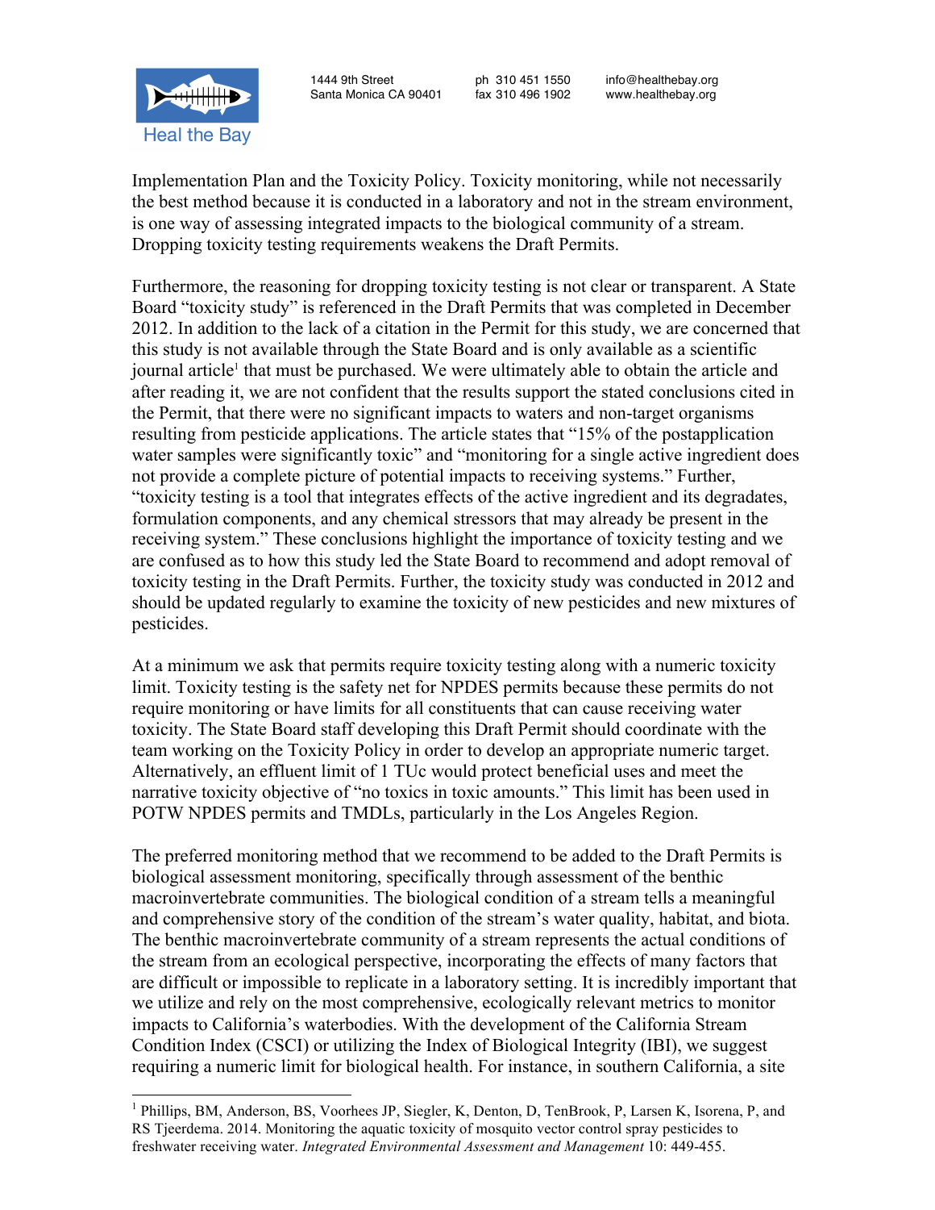Implementation Plan and the Toxicity Policy. Toxicity monitoring, while not necessarily the best method because it is conducted in a laboratory and not in the stream environment, is one way of assessing integrated impacts to the biological community of a stream. Dropping toxicity testing requirements weakens the Draft Permits.

Furthermore, the reasoning for dropping toxicity testing is not clear or transparent. A State Board "toxicity study" is referenced in the Draft Permits that was completed in December 2012. In addition to the lack of a citation in the Permit for this study, we are concerned that this study is not available through the State Board and is only available as a scientific journal article[1] that must be purchased. We were ultimately able to obtain the article and after reading it, we are not confident that the results support the stated conclusions cited in the Permit, that there were no significant impacts to waters and non-target organisms resulting from pesticide applications. The article states that "15% of the postapplication water samples were significantly toxic" and "monitoring for a single active ingredient does not provide a complete picture of potential impacts to receiving systems." Further, "toxicity testing is a tool that integrates effects of the active ingredient and its degradates, formulation components, and any chemical stressors that may already be present in the receiving system." These conclusions highlight the importance of toxicity testing and we are confused as to how this study led the State Board to recommend and adopt removal of toxicity testing in the Draft Permits. Further, the toxicity study was conducted in 2012 and should be updated regularly to examine the toxicity of new pesticides and new mixtures of pesticides.

At a minimum we ask that permits require toxicity testing along with a numeric toxicity limit. Toxicity testing is the safety net for NPDES permits because these permits do not require monitoring or have limits for all constituents that can cause receiving water toxicity. The State Board staff developing this Draft Permit should coordinate with the team working on the Toxicity Policy in order to develop an appropriate numeric target. Alternatively, an effluent limit of 1 TUc would protect beneficial uses and meet the narrative toxicity objective of "no toxics in toxic amounts." This limit has been used in POTW NPDES permits and TMDLs, particularly in the Los Angeles Region.

The preferred monitoring method that we recommend to be added to the Draft Permits is biological assessment monitoring, specifically through assessment of the benthic macroinvertebrate communities. The biological condition of a stream tells a meaningful and comprehensive story of the condition of the stream's water quality, habitat, and biota. The benthic macroinvertebrate community of a stream represents the actual conditions of the stream from an ecological perspective, incorporating the effects of many factors that are difficult or impossible to replicate in a laboratory setting. It is incredibly important that we utilize and rely on the most comprehensive, ecologically relevant metrics to monitor impacts to California's waterbodies. With the development of the California Stream Condition Index (CSCI) or utilizing the Index of Biological Integrity (IBI), we suggest requiring a numeric limit for biological health. For instance, in southern California, a site

---

[1] Phillips, BM, Anderson, BS, Voorhees JP, Siegler, K, Denton, D, TenBrook, P, Larsen K, Isorena, P, and RS Tjeerdema. 2014. Monitoring the aquatic toxicity of mosquito vector control spray pesticides to freshwater receiving water. *Integrated Environmental Assessment and Management* 10: 449-455.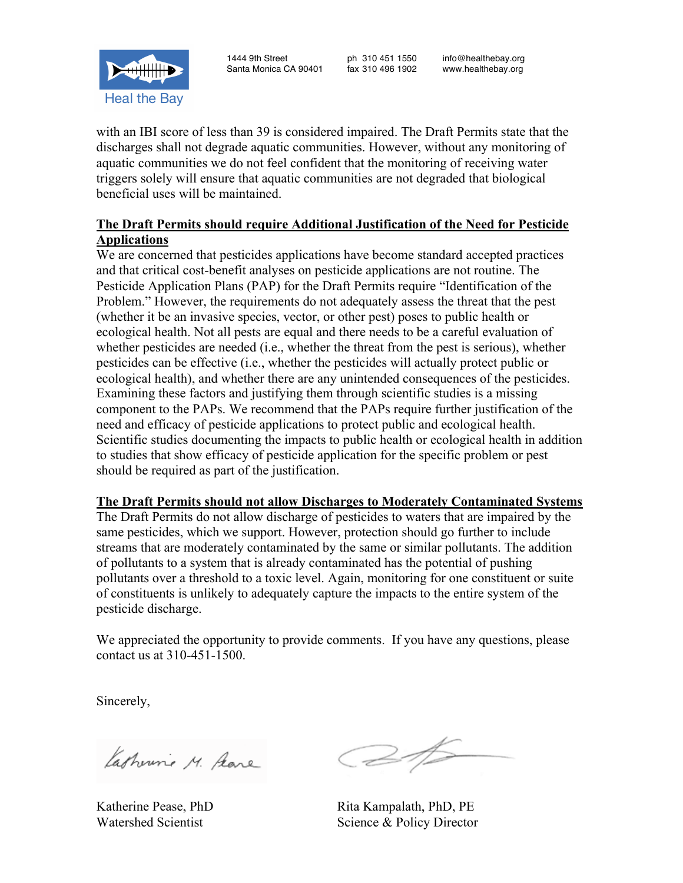with an IBI score of less than 39 is considered impaired. The Draft Permits state that the discharges shall not degrade aquatic communities. However, without any monitoring of aquatic communities we do not feel confident that the monitoring of receiving water triggers solely will ensure that aquatic communities are not degraded that biological beneficial uses will be maintained.

**<u>The Draft Permits should require Additional Justification of the Need for Pesticide Applications</u>**

We are concerned that pesticides applications have become standard accepted practices and that critical cost-benefit analyses on pesticide applications are not routine. The Pesticide Application Plans (PAP) for the Draft Permits require "Identification of the Problem." However, the requirements do not adequately assess the threat that the pest (whether it be an invasive species, vector, or other pest) poses to public health or ecological health. Not all pests are equal and there needs to be a careful evaluation of whether pesticides are needed (i.e., whether the threat from the pest is serious), whether pesticides can be effective (i.e., whether the pesticides will actually protect public or ecological health), and whether there are any unintended consequences of the pesticides. Examining these factors and justifying them through scientific studies is a missing component to the PAPs. We recommend that the PAPs require further justification of the need and efficacy of pesticide applications to protect public and ecological health. Scientific studies documenting the impacts to public health or ecological health in addition to studies that show efficacy of pesticide application for the specific problem or pest should be required as part of the justification.

**<u>The Draft Permits should not allow Discharges to Moderately Contaminated Systems</u>**

The Draft Permits do not allow discharge of pesticides to waters that are impaired by the same pesticides, which we support. However, protection should go further to include streams that are moderately contaminated by the same or similar pollutants. The addition of pollutants to a system that is already contaminated has the potential of pushing pollutants over a threshold to a toxic level. Again, monitoring for one constituent or suite of constituents is unlikely to adequately capture the impacts to the entire system of the pesticide discharge.

We appreciated the opportunity to provide comments. If you have any questions, please contact us at 310-451-1500.

Sincerely,

Katherine Pease, PhD
Watershed Scientist

Rita Kampalath, PhD, PE
Science & Policy Director